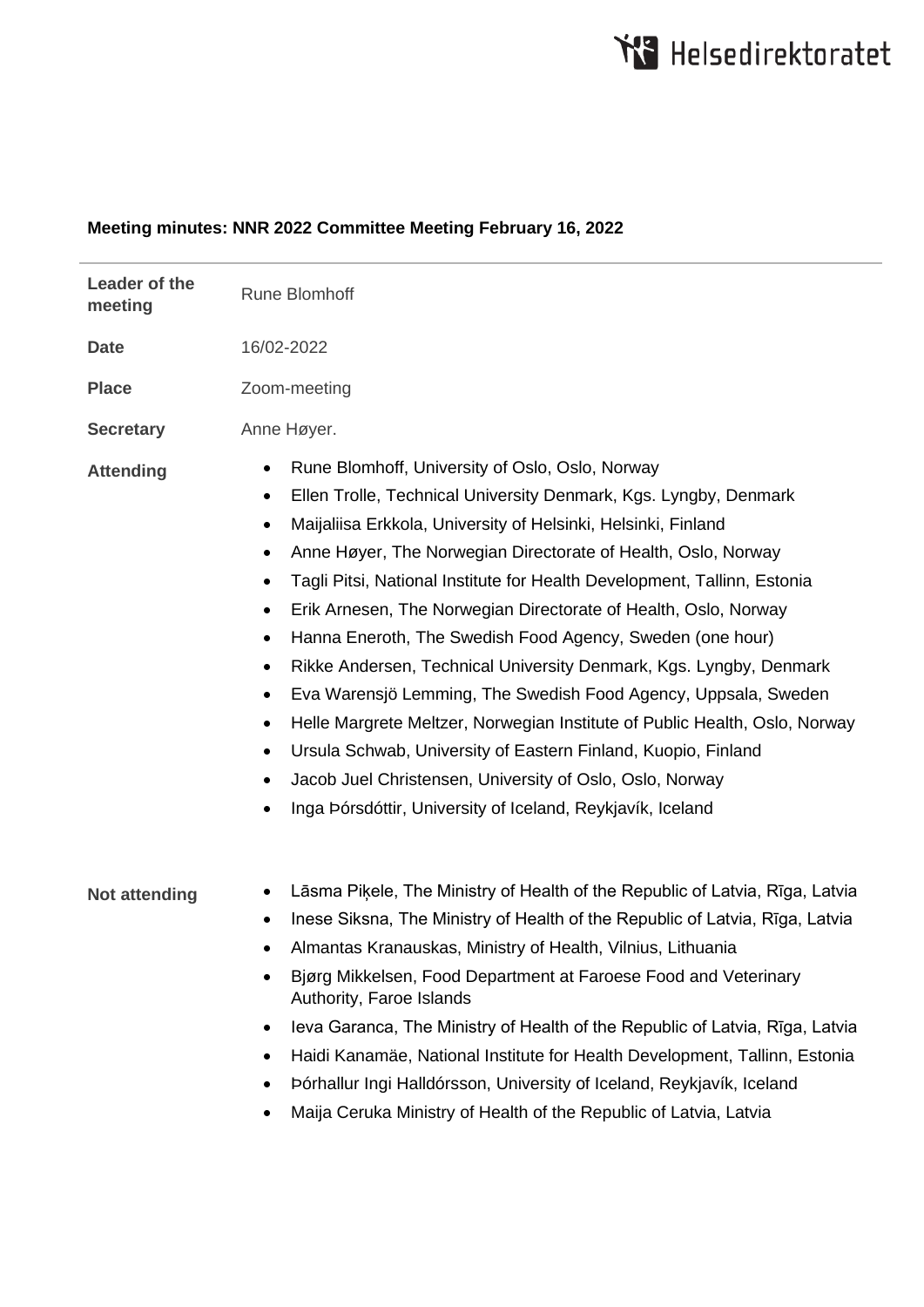Helsedirektoratet

**Meeting minutes: NNR 2022 Committee Meeting February 16, 2022**

| | |
|---|---|
| **Leader of the meeting** | Rune Blomhoff |
| **Date** | 16/02-2022 |
| **Place** | Zoom-meeting |
| **Secretary** | Anne Høyer. |

**Attending**

- Rune Blomhoff, University of Oslo, Oslo, Norway
- Ellen Trolle, Technical University Denmark, Kgs. Lyngby, Denmark
- Maijaliisa Erkkola, University of Helsinki, Helsinki, Finland
- Anne Høyer, The Norwegian Directorate of Health, Oslo, Norway
- Tagli Pitsi, National Institute for Health Development, Tallinn, Estonia
- Erik Arnesen, The Norwegian Directorate of Health, Oslo, Norway
- Hanna Eneroth, The Swedish Food Agency, Sweden (one hour)
- Rikke Andersen, Technical University Denmark, Kgs. Lyngby, Denmark
- Eva Warensjö Lemming, The Swedish Food Agency, Uppsala, Sweden
- Helle Margrete Meltzer, Norwegian Institute of Public Health, Oslo, Norway
- Ursula Schwab, University of Eastern Finland, Kuopio, Finland
- Jacob Juel Christensen, University of Oslo, Oslo, Norway
- Inga Þórsdóttir, University of Iceland, Reykjavík, Iceland

**Not attending**

- Lāsma Piķele, The Ministry of Health of the Republic of Latvia, Rīga, Latvia
- Inese Siksna, The Ministry of Health of the Republic of Latvia, Rīga, Latvia
- Almantas Kranauskas, Ministry of Health, Vilnius, Lithuania
- Bjørg Mikkelsen, Food Department at Faroese Food and Veterinary Authority, Faroe Islands
- Ieva Garanca, The Ministry of Health of the Republic of Latvia, Rīga, Latvia
- Haidi Kanamäe, National Institute for Health Development, Tallinn, Estonia
- Þórhallur Ingi Halldórsson, University of Iceland, Reykjavík, Iceland
- Maija Ceruka Ministry of Health of the Republic of Latvia, Latvia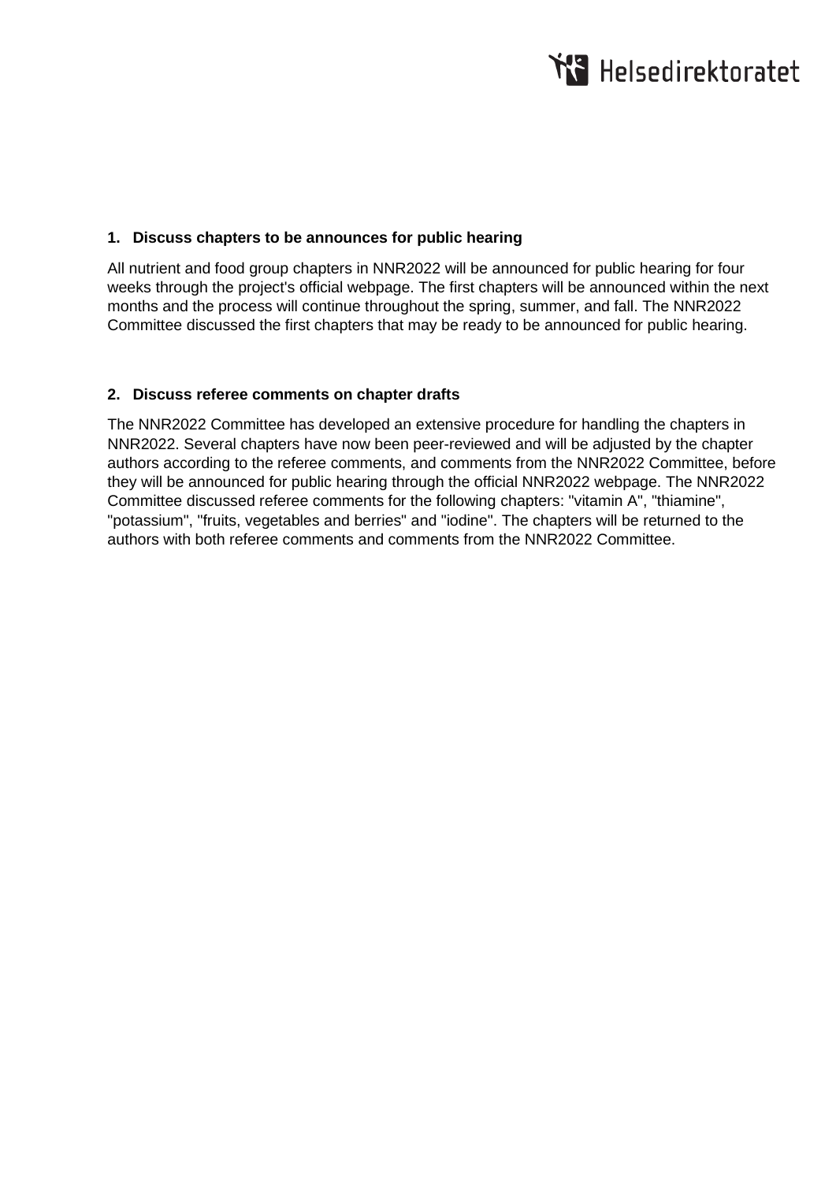**1. Discuss chapters to be announces for public hearing**

All nutrient and food group chapters in NNR2022 will be announced for public hearing for four weeks through the project's official webpage. The first chapters will be announced within the next months and the process will continue throughout the spring, summer, and fall. The NNR2022 Committee discussed the first chapters that may be ready to be announced for public hearing.

**2. Discuss referee comments on chapter drafts**

The NNR2022 Committee has developed an extensive procedure for handling the chapters in NNR2022. Several chapters have now been peer-reviewed and will be adjusted by the chapter authors according to the referee comments, and comments from the NNR2022 Committee, before they will be announced for public hearing through the official NNR2022 webpage. The NNR2022 Committee discussed referee comments for the following chapters: "vitamin A", "thiamine", "potassium", "fruits, vegetables and berries" and "iodine". The chapters will be returned to the authors with both referee comments and comments from the NNR2022 Committee.